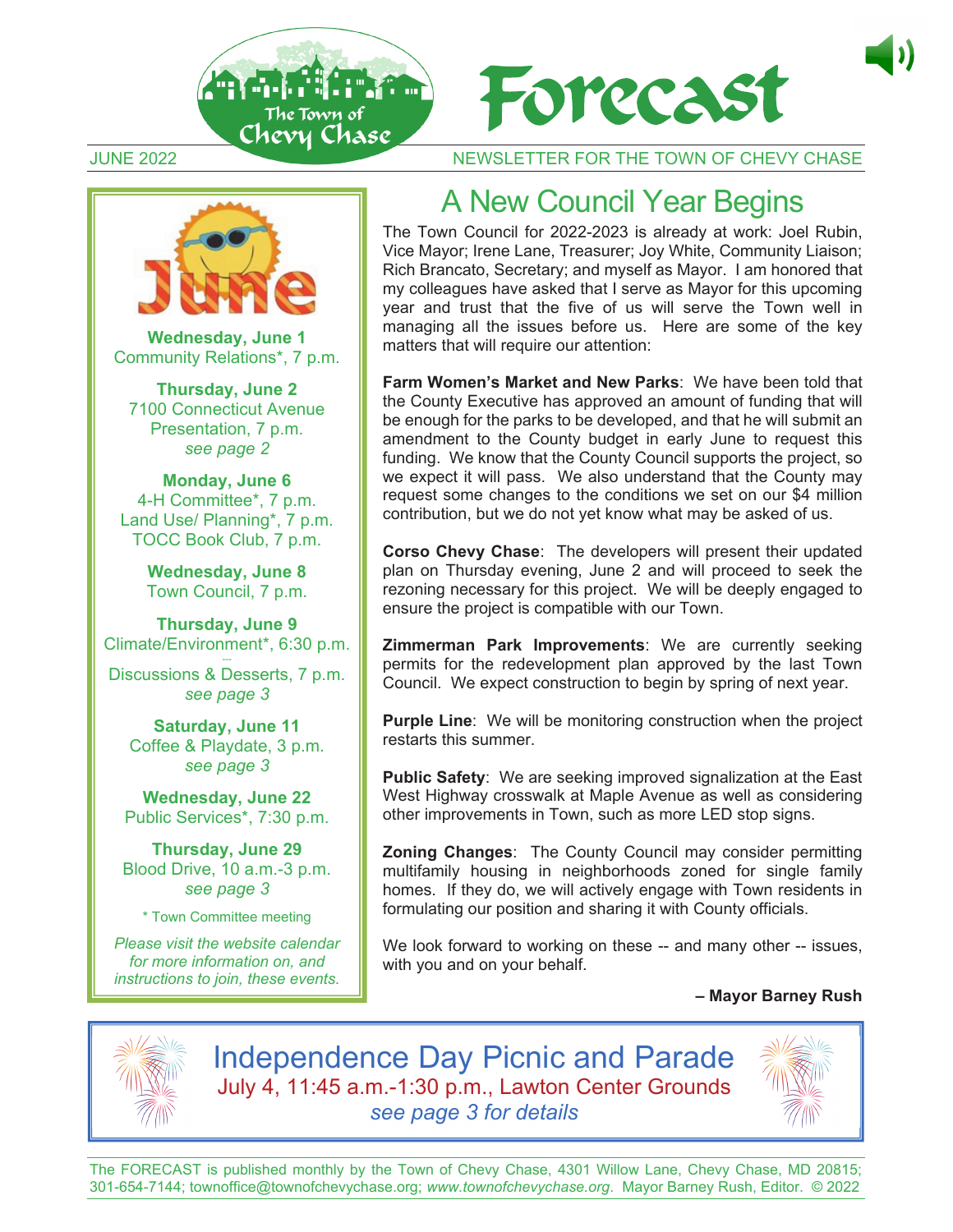# Forecast

The Town of Chevy Chase

JUNE 2022 — NEWSLETTER FOR THE TOWN OF CHEVY CHASE

**Wednesday, June 1**
Community Relations*, 7 p.m.

**Thursday, June 2**
7100 Connecticut Avenue Presentation, 7 p.m.
*see page 2*

**Monday, June 6**
4-H Committee*, 7 p.m.
Land Use/ Planning*, 7 p.m.
TOCC Book Club, 7 p.m.

**Wednesday, June 8**
Town Council, 7 p.m.

**Thursday, June 9**
Climate/Environment*, 6:30 p.m.
Discussions & Desserts, 7 p.m.
*see page 3*

**Saturday, June 11**
Coffee & Playdate, 3 p.m.
*see page 3*

**Wednesday, June 22**
Public Services*, 7:30 p.m.

**Thursday, June 29**
Blood Drive, 10 a.m.-3 p.m.
*see page 3*

* Town Committee meeting

*Please visit the website calendar for more information on, and instructions to join, these events.*

## A New Council Year Begins

The Town Council for 2022-2023 is already at work: Joel Rubin, Vice Mayor; Irene Lane, Treasurer; Joy White, Community Liaison; Rich Brancato, Secretary; and myself as Mayor. I am honored that my colleagues have asked that I serve as Mayor for this upcoming year and trust that the five of us will serve the Town well in managing all the issues before us. Here are some of the key matters that will require our attention:

**Farm Women's Market and New Parks**: We have been told that the County Executive has approved an amount of funding that will be enough for the parks to be developed, and that he will submit an amendment to the County budget in early June to request this funding. We know that the County Council supports the project, so we expect it will pass. We also understand that the County may request some changes to the conditions we set on our $4 million contribution, but we do not yet know what may be asked of us.

**Corso Chevy Chase**: The developers will present their updated plan on Thursday evening, June 2 and will proceed to seek the rezoning necessary for this project. We will be deeply engaged to ensure the project is compatible with our Town.

**Zimmerman Park Improvements**: We are currently seeking permits for the redevelopment plan approved by the last Town Council. We expect construction to begin by spring of next year.

**Purple Line**: We will be monitoring construction when the project restarts this summer.

**Public Safety**: We are seeking improved signalization at the East West Highway crosswalk at Maple Avenue as well as considering other improvements in Town, such as more LED stop signs.

**Zoning Changes**: The County Council may consider permitting multifamily housing in neighborhoods zoned for single family homes. If they do, we will actively engage with Town residents in formulating our position and sharing it with County officials.

We look forward to working on these -- and many other -- issues, with you and on your behalf.

**– Mayor Barney Rush**

## Independence Day Picnic and Parade

July 4, 11:45 a.m.-1:30 p.m., Lawton Center Grounds
*see page 3 for details*

The FORECAST is published monthly by the Town of Chevy Chase, 4301 Willow Lane, Chevy Chase, MD 20815; 301-654-7144; townoffice@townofchevychase.org; *www.townofchevychase.org*. Mayor Barney Rush, Editor. © 2022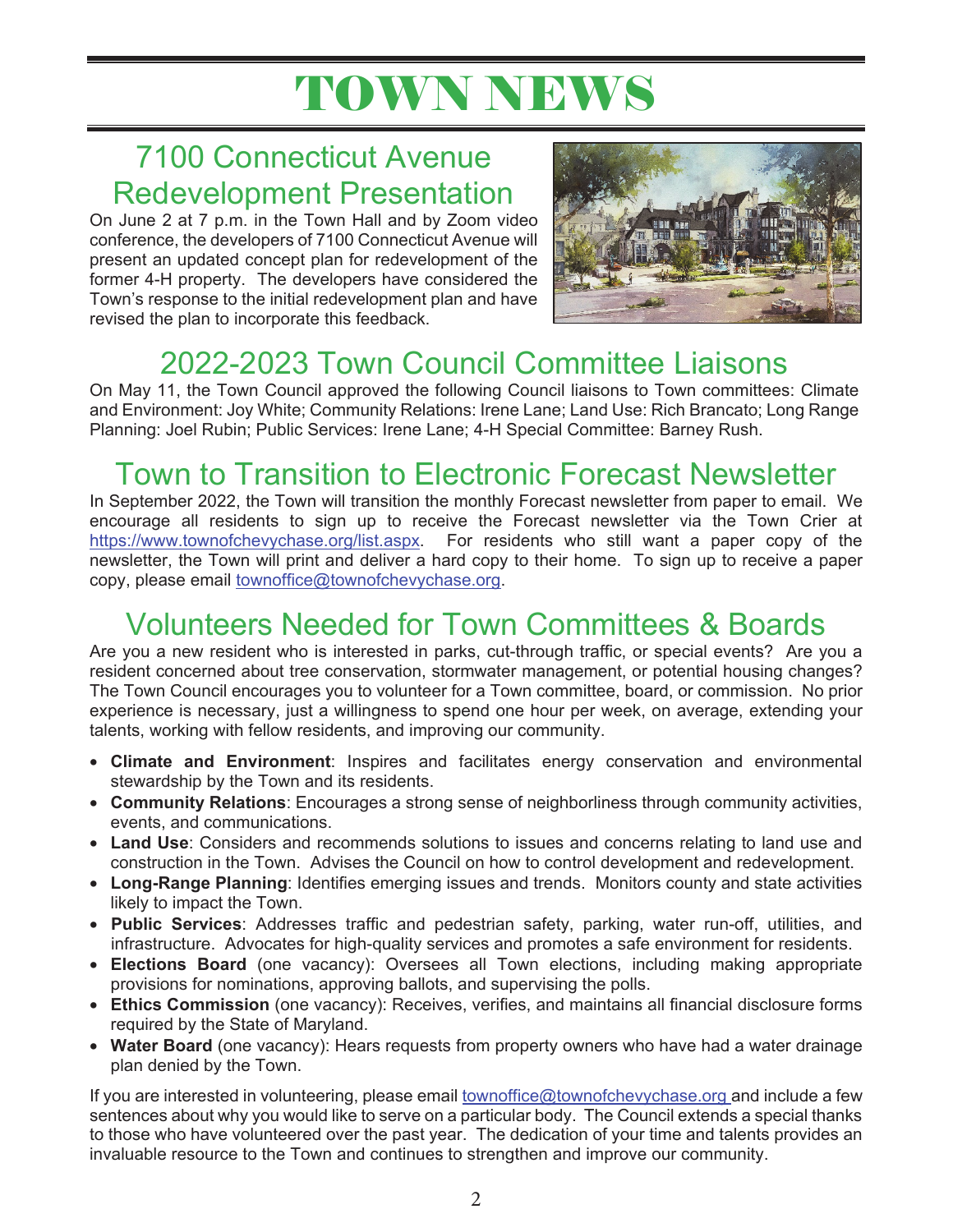# TOWN NEWS

## 7100 Connecticut Avenue Redevelopment Presentation

On June 2 at 7 p.m. in the Town Hall and by Zoom video conference, the developers of 7100 Connecticut Avenue will present an updated concept plan for redevelopment of the former 4-H property. The developers have considered the Town's response to the initial redevelopment plan and have revised the plan to incorporate this feedback.

## 2022-2023 Town Council Committee Liaisons

On May 11, the Town Council approved the following Council liaisons to Town committees: Climate and Environment: Joy White; Community Relations: Irene Lane; Land Use: Rich Brancato; Long Range Planning: Joel Rubin; Public Services: Irene Lane; 4-H Special Committee: Barney Rush.

## Town to Transition to Electronic Forecast Newsletter

In September 2022, the Town will transition the monthly Forecast newsletter from paper to email. We encourage all residents to sign up to receive the Forecast newsletter via the Town Crier at https://www.townofchevychase.org/list.aspx. For residents who still want a paper copy of the newsletter, the Town will print and deliver a hard copy to their home. To sign up to receive a paper copy, please email townoffice@townofchevychase.org.

## Volunteers Needed for Town Committees & Boards

Are you a new resident who is interested in parks, cut-through traffic, or special events? Are you a resident concerned about tree conservation, stormwater management, or potential housing changes? The Town Council encourages you to volunteer for a Town committee, board, or commission. No prior experience is necessary, just a willingness to spend one hour per week, on average, extending your talents, working with fellow residents, and improving our community.

- **Climate and Environment**: Inspires and facilitates energy conservation and environmental stewardship by the Town and its residents.
- **Community Relations**: Encourages a strong sense of neighborliness through community activities, events, and communications.
- **Land Use**: Considers and recommends solutions to issues and concerns relating to land use and construction in the Town. Advises the Council on how to control development and redevelopment.
- **Long-Range Planning**: Identifies emerging issues and trends. Monitors county and state activities likely to impact the Town.
- **Public Services**: Addresses traffic and pedestrian safety, parking, water run-off, utilities, and infrastructure. Advocates for high-quality services and promotes a safe environment for residents.
- **Elections Board** (one vacancy): Oversees all Town elections, including making appropriate provisions for nominations, approving ballots, and supervising the polls.
- **Ethics Commission** (one vacancy): Receives, verifies, and maintains all financial disclosure forms required by the State of Maryland.
- **Water Board** (one vacancy): Hears requests from property owners who have had a water drainage plan denied by the Town.

If you are interested in volunteering, please email townoffice@townofchevychase.org and include a few sentences about why you would like to serve on a particular body. The Council extends a special thanks to those who have volunteered over the past year. The dedication of your time and talents provides an invaluable resource to the Town and continues to strengthen and improve our community.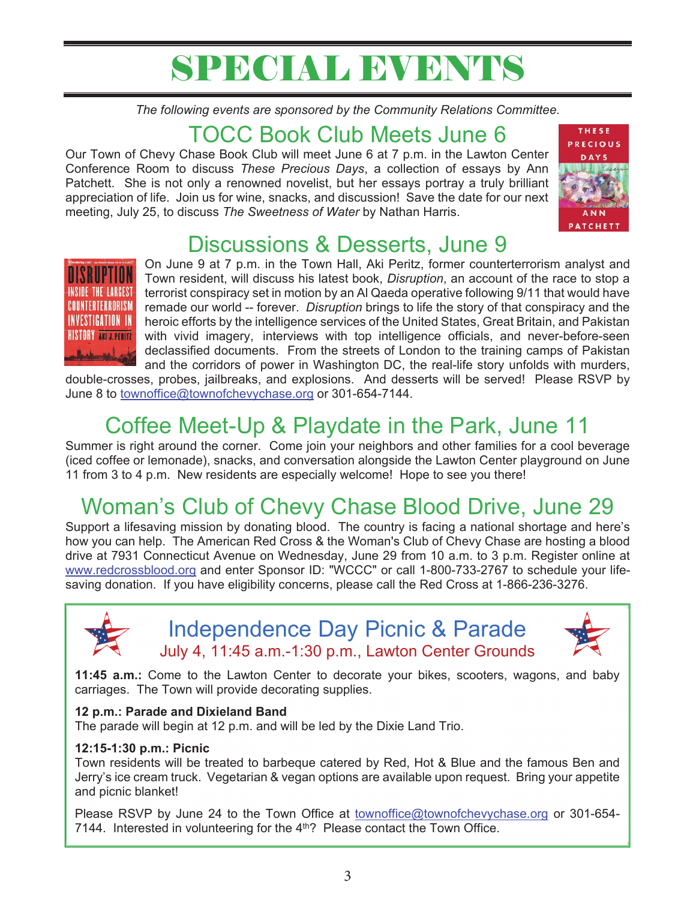# SPECIAL EVENTS

*The following events are sponsored by the Community Relations Committee.*

## TOCC Book Club Meets June 6

Our Town of Chevy Chase Book Club will meet June 6 at 7 p.m. in the Lawton Center Conference Room to discuss *These Precious Days*, a collection of essays by Ann Patchett. She is not only a renowned novelist, but her essays portray a truly brilliant appreciation of life. Join us for wine, snacks, and discussion! Save the date for our next meeting, July 25, to discuss *The Sweetness of Water* by Nathan Harris.

## Discussions & Desserts, June 9

On June 9 at 7 p.m. in the Town Hall, Aki Peritz, former counterterrorism analyst and Town resident, will discuss his latest book, *Disruption*, an account of the race to stop a terrorist conspiracy set in motion by an Al Qaeda operative following 9/11 that would have remade our world -- forever. *Disruption* brings to life the story of that conspiracy and the heroic efforts by the intelligence services of the United States, Great Britain, and Pakistan with vivid imagery, interviews with top intelligence officials, and never-before-seen declassified documents. From the streets of London to the training camps of Pakistan and the corridors of power in Washington DC, the real-life story unfolds with murders, double-crosses, probes, jailbreaks, and explosions. And desserts will be served! Please RSVP by June 8 to townoffice@townofchevychase.org or 301-654-7144.

## Coffee Meet-Up & Playdate in the Park, June 11

Summer is right around the corner. Come join your neighbors and other families for a cool beverage (iced coffee or lemonade), snacks, and conversation alongside the Lawton Center playground on June 11 from 3 to 4 p.m. New residents are especially welcome! Hope to see you there!

## Woman's Club of Chevy Chase Blood Drive, June 29

Support a lifesaving mission by donating blood. The country is facing a national shortage and here's how you can help. The American Red Cross & the Woman's Club of Chevy Chase are hosting a blood drive at 7931 Connecticut Avenue on Wednesday, June 29 from 10 a.m. to 3 p.m. Register online at www.redcrossblood.org and enter Sponsor ID: "WCCC" or call 1-800-733-2767 to schedule your life-saving donation. If you have eligibility concerns, please call the Red Cross at 1-866-236-3276.

## Independence Day Picnic & Parade

July 4, 11:45 a.m.-1:30 p.m., Lawton Center Grounds

**11:45 a.m.:** Come to the Lawton Center to decorate your bikes, scooters, wagons, and baby carriages. The Town will provide decorating supplies.

**12 p.m.: Parade and Dixieland Band**
The parade will begin at 12 p.m. and will be led by the Dixie Land Trio.

**12:15-1:30 p.m.: Picnic**
Town residents will be treated to barbeque catered by Red, Hot & Blue and the famous Ben and Jerry's ice cream truck. Vegetarian & vegan options are available upon request. Bring your appetite and picnic blanket!

Please RSVP by June 24 to the Town Office at townoffice@townofchevychase.org or 301-654-7144. Interested in volunteering for the 4th? Please contact the Town Office.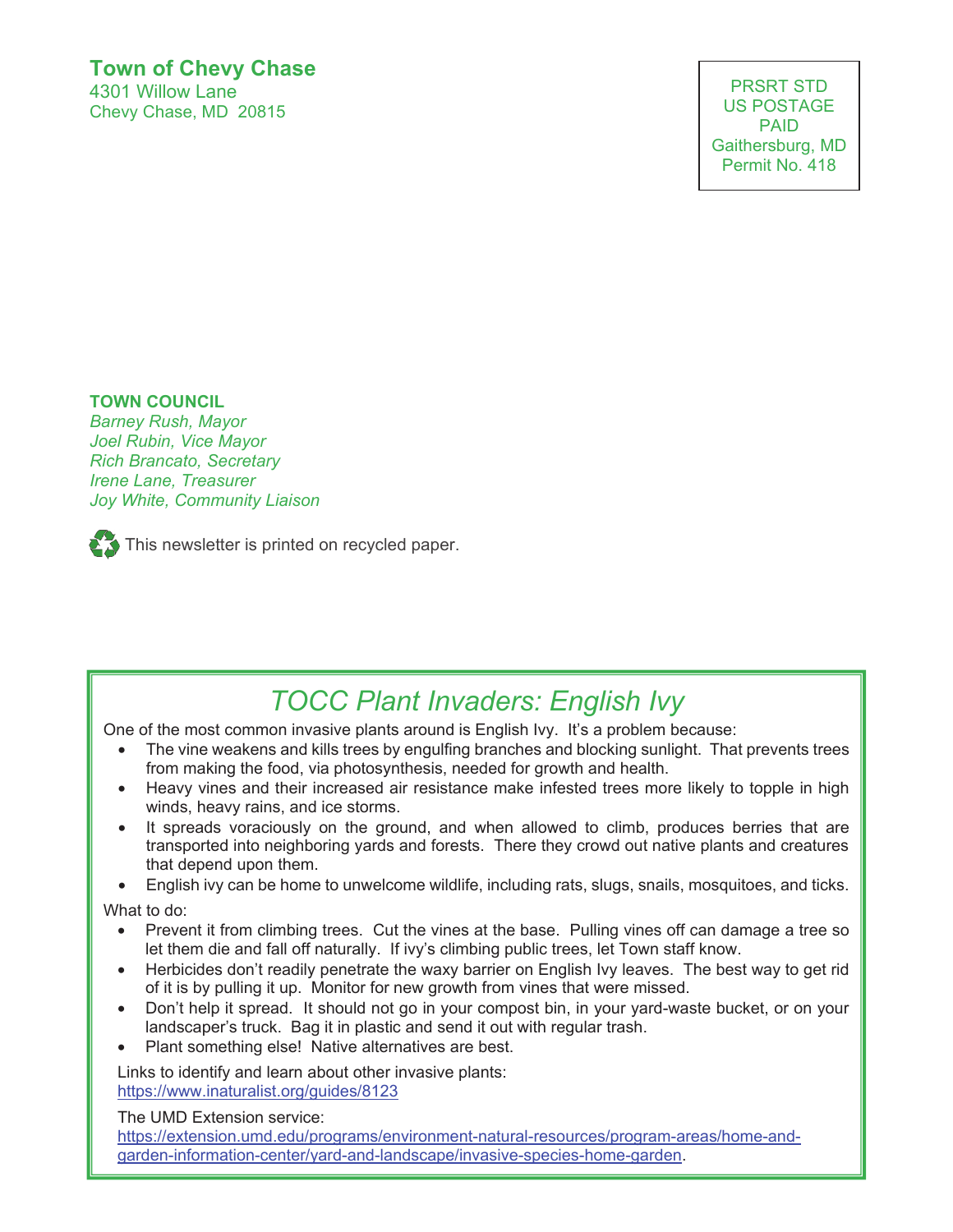**Town of Chevy Chase**
4301 Willow Lane
Chevy Chase, MD 20815

PRSRT STD
US POSTAGE
PAID
Gaithersburg, MD
Permit No. 418

**TOWN COUNCIL**
*Barney Rush, Mayor*
*Joel Rubin, Vice Mayor*
*Rich Brancato, Secretary*
*Irene Lane, Treasurer*
*Joy White, Community Liaison*

This newsletter is printed on recycled paper.

## *TOCC Plant Invaders: English Ivy*

One of the most common invasive plants around is English Ivy. It's a problem because:

- The vine weakens and kills trees by engulfing branches and blocking sunlight. That prevents trees from making the food, via photosynthesis, needed for growth and health.
- Heavy vines and their increased air resistance make infested trees more likely to topple in high winds, heavy rains, and ice storms.
- It spreads voraciously on the ground, and when allowed to climb, produces berries that are transported into neighboring yards and forests. There they crowd out native plants and creatures that depend upon them.
- English ivy can be home to unwelcome wildlife, including rats, slugs, snails, mosquitoes, and ticks.

What to do:

- Prevent it from climbing trees. Cut the vines at the base. Pulling vines off can damage a tree so let them die and fall off naturally. If ivy's climbing public trees, let Town staff know.
- Herbicides don't readily penetrate the waxy barrier on English Ivy leaves. The best way to get rid of it is by pulling it up. Monitor for new growth from vines that were missed.
- Don't help it spread. It should not go in your compost bin, in your yard-waste bucket, or on your landscaper's truck. Bag it in plastic and send it out with regular trash.
- Plant something else! Native alternatives are best.

Links to identify and learn about other invasive plants:
https://www.inaturalist.org/guides/8123

The UMD Extension service:
https://extension.umd.edu/programs/environment-natural-resources/program-areas/home-and-garden-information-center/yard-and-landscape/invasive-species-home-garden.